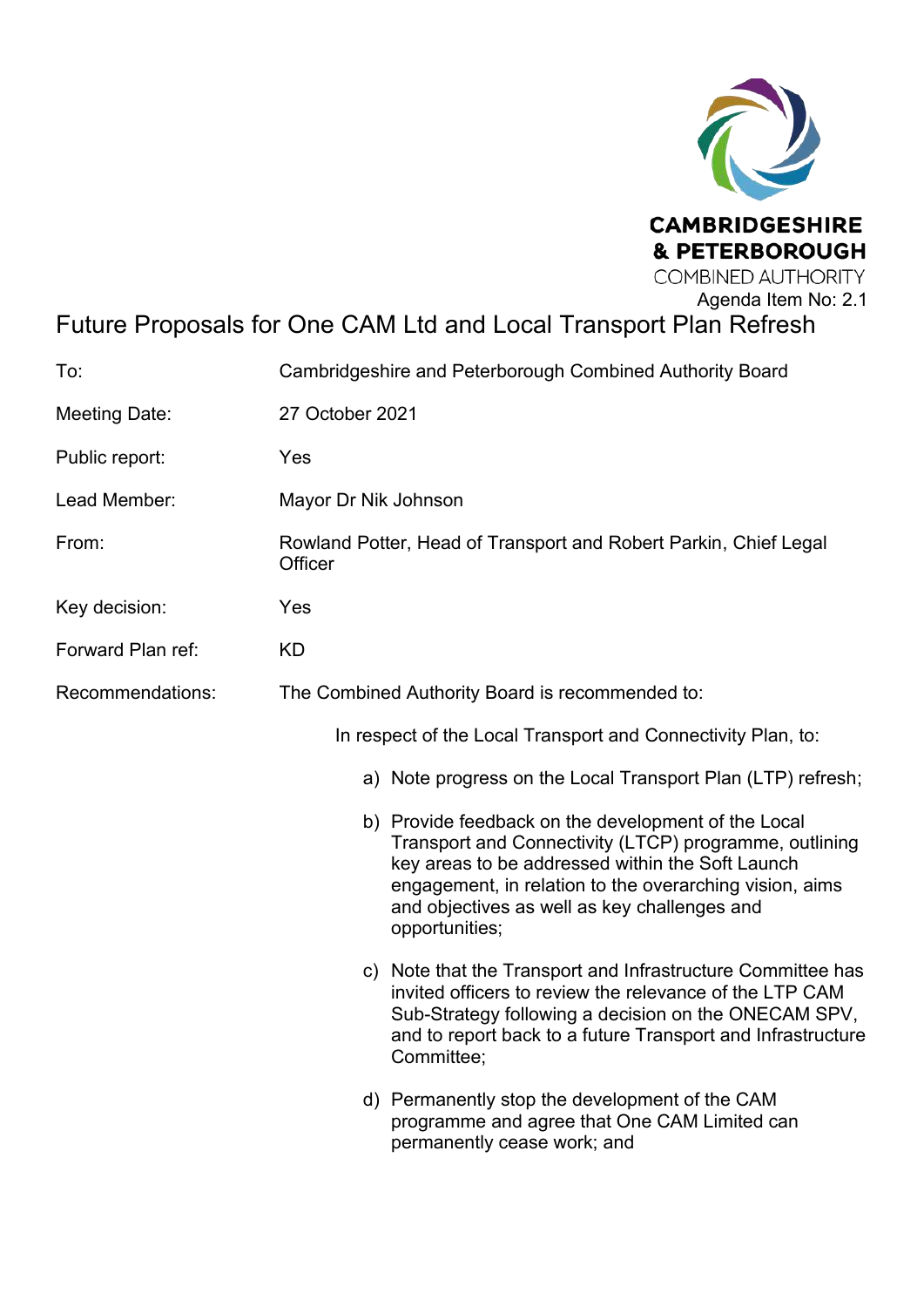CAMBRIDGESHIRE & PETERBOROUGH COMBINED AUTHORITY

Agenda Item No: 2.1

# Future Proposals for One CAM Ltd and Local Transport Plan Refresh

| | |
|---|---|
| To: | Cambridgeshire and Peterborough Combined Authority Board |
| Meeting Date: | 27 October 2021 |
| Public report: | Yes |
| Lead Member: | Mayor Dr Nik Johnson |
| From: | Rowland Potter, Head of Transport and Robert Parkin, Chief Legal Officer |
| Key decision: | Yes |
| Forward Plan ref: | KD |
| Recommendations: | The Combined Authority Board is recommended to: |

In respect of the Local Transport and Connectivity Plan, to:

a) Note progress on the Local Transport Plan (LTP) refresh;

b) Provide feedback on the development of the Local Transport and Connectivity (LTCP) programme, outlining key areas to be addressed within the Soft Launch engagement, in relation to the overarching vision, aims and objectives as well as key challenges and opportunities;

c) Note that the Transport and Infrastructure Committee has invited officers to review the relevance of the LTP CAM Sub-Strategy following a decision on the ONECAM SPV, and to report back to a future Transport and Infrastructure Committee;

d) Permanently stop the development of the CAM programme and agree that One CAM Limited can permanently cease work; and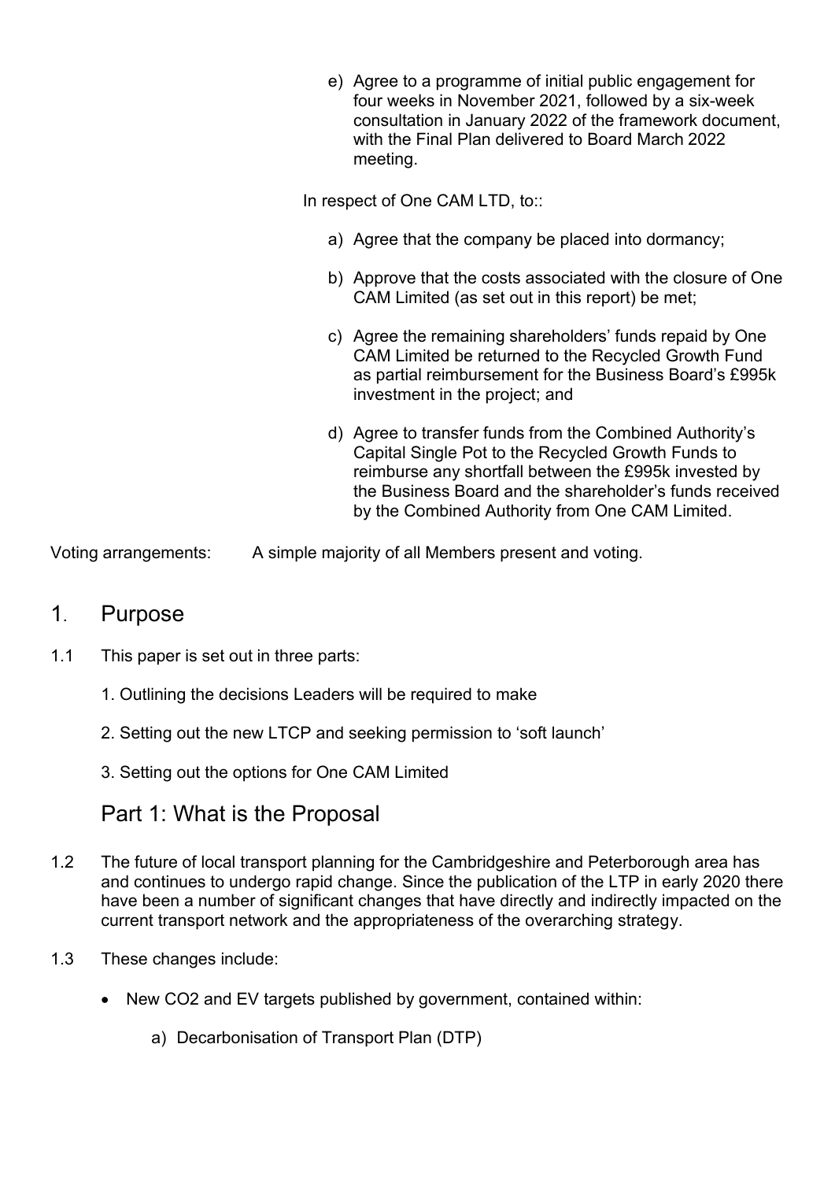e) Agree to a programme of initial public engagement for four weeks in November 2021, followed by a six-week consultation in January 2022 of the framework document, with the Final Plan delivered to Board March 2022 meeting.

In respect of One CAM LTD, to::

a) Agree that the company be placed into dormancy;

b) Approve that the costs associated with the closure of One CAM Limited (as set out in this report) be met;

c) Agree the remaining shareholders' funds repaid by One CAM Limited be returned to the Recycled Growth Fund as partial reimbursement for the Business Board's £995k investment in the project; and

d) Agree to transfer funds from the Combined Authority's Capital Single Pot to the Recycled Growth Funds to reimburse any shortfall between the £995k invested by the Business Board and the shareholder's funds received by the Combined Authority from One CAM Limited.

Voting arrangements: A simple majority of all Members present and voting.

## 1. Purpose

1.1 This paper is set out in three parts:

1. Outlining the decisions Leaders will be required to make

2. Setting out the new LTCP and seeking permission to 'soft launch'

3. Setting out the options for One CAM Limited

## Part 1: What is the Proposal

1.2 The future of local transport planning for the Cambridgeshire and Peterborough area has and continues to undergo rapid change. Since the publication of the LTP in early 2020 there have been a number of significant changes that have directly and indirectly impacted on the current transport network and the appropriateness of the overarching strategy.

1.3 These changes include:

- New $CO_2$ and EV targets published by government, contained within:

  a) Decarbonisation of Transport Plan (DTP)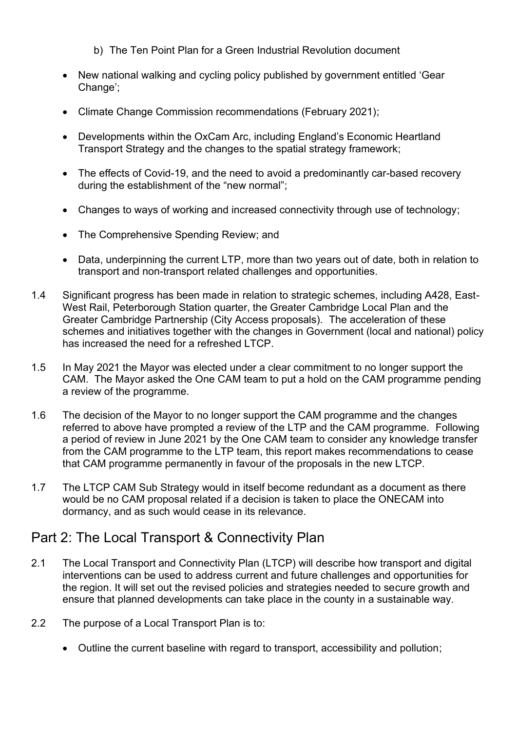b) The Ten Point Plan for a Green Industrial Revolution document

- New national walking and cycling policy published by government entitled 'Gear Change';
- Climate Change Commission recommendations (February 2021);
- Developments within the OxCam Arc, including England's Economic Heartland Transport Strategy and the changes to the spatial strategy framework;
- The effects of Covid-19, and the need to avoid a predominantly car-based recovery during the establishment of the "new normal";
- Changes to ways of working and increased connectivity through use of technology;
- The Comprehensive Spending Review; and
- Data, underpinning the current LTP, more than two years out of date, both in relation to transport and non-transport related challenges and opportunities.

1.4 Significant progress has been made in relation to strategic schemes, including A428, East-West Rail, Peterborough Station quarter, the Greater Cambridge Local Plan and the Greater Cambridge Partnership (City Access proposals). The acceleration of these schemes and initiatives together with the changes in Government (local and national) policy has increased the need for a refreshed LTCP.

1.5 In May 2021 the Mayor was elected under a clear commitment to no longer support the CAM. The Mayor asked the One CAM team to put a hold on the CAM programme pending a review of the programme.

1.6 The decision of the Mayor to no longer support the CAM programme and the changes referred to above have prompted a review of the LTP and the CAM programme. Following a period of review in June 2021 by the One CAM team to consider any knowledge transfer from the CAM programme to the LTP team, this report makes recommendations to cease that CAM programme permanently in favour of the proposals in the new LTCP.

1.7 The LTCP CAM Sub Strategy would in itself become redundant as a document as there would be no CAM proposal related if a decision is taken to place the ONECAM into dormancy, and as such would cease in its relevance.

## Part 2: The Local Transport & Connectivity Plan

2.1 The Local Transport and Connectivity Plan (LTCP) will describe how transport and digital interventions can be used to address current and future challenges and opportunities for the region. It will set out the revised policies and strategies needed to secure growth and ensure that planned developments can take place in the county in a sustainable way.

2.2 The purpose of a Local Transport Plan is to:

- Outline the current baseline with regard to transport, accessibility and pollution;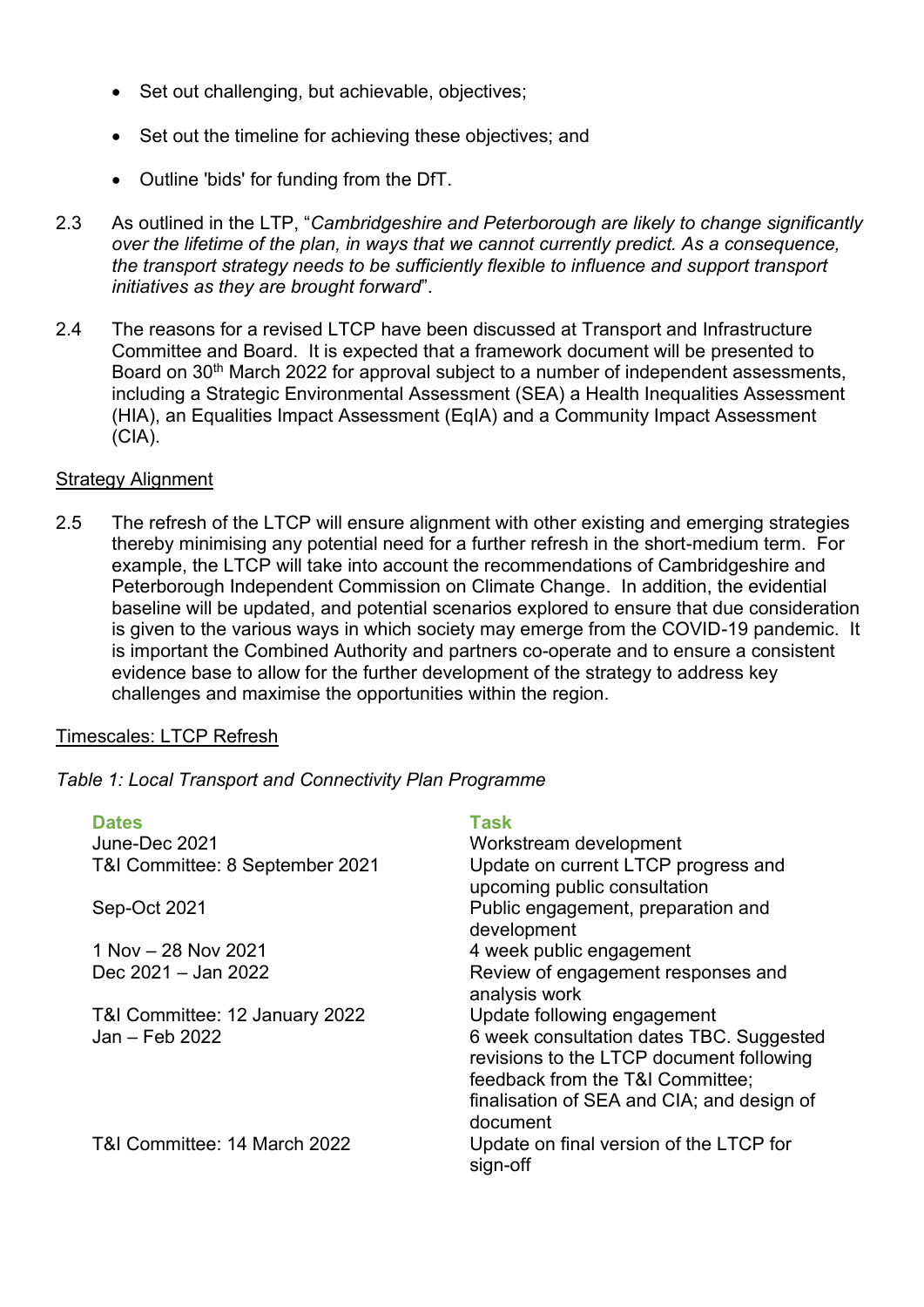- Set out challenging, but achievable, objectives;
- Set out the timeline for achieving these objectives; and
- Outline 'bids' for funding from the DfT.

2.3 As outlined in the LTP, "*Cambridgeshire and Peterborough are likely to change significantly over the lifetime of the plan, in ways that we cannot currently predict. As a consequence, the transport strategy needs to be sufficiently flexible to influence and support transport initiatives as they are brought forward*".

2.4 The reasons for a revised LTCP have been discussed at Transport and Infrastructure Committee and Board. It is expected that a framework document will be presented to Board on 30th March 2022 for approval subject to a number of independent assessments, including a Strategic Environmental Assessment (SEA) a Health Inequalities Assessment (HIA), an Equalities Impact Assessment (EqIA) and a Community Impact Assessment (CIA).

Strategy Alignment

2.5 The refresh of the LTCP will ensure alignment with other existing and emerging strategies thereby minimising any potential need for a further refresh in the short-medium term. For example, the LTCP will take into account the recommendations of Cambridgeshire and Peterborough Independent Commission on Climate Change. In addition, the evidential baseline will be updated, and potential scenarios explored to ensure that due consideration is given to the various ways in which society may emerge from the COVID-19 pandemic. It is important the Combined Authority and partners co-operate and to ensure a consistent evidence base to allow for the further development of the strategy to address key challenges and maximise the opportunities within the region.

Timescales: LTCP Refresh

*Table 1: Local Transport and Connectivity Plan Programme*

| Dates | Task |
|---|---|
| June-Dec 2021 | Workstream development |
| T&I Committee: 8 September 2021 | Update on current LTCP progress and upcoming public consultation |
| Sep-Oct 2021 | Public engagement, preparation and development |
| 1 Nov – 28 Nov 2021 | 4 week public engagement |
| Dec 2021 – Jan 2022 | Review of engagement responses and analysis work |
| T&I Committee: 12 January 2022 | Update following engagement |
| Jan – Feb 2022 | 6 week consultation dates TBC. Suggested revisions to the LTCP document following feedback from the T&I Committee; finalisation of SEA and CIA; and design of document |
| T&I Committee: 14 March 2022 | Update on final version of the LTCP for sign-off |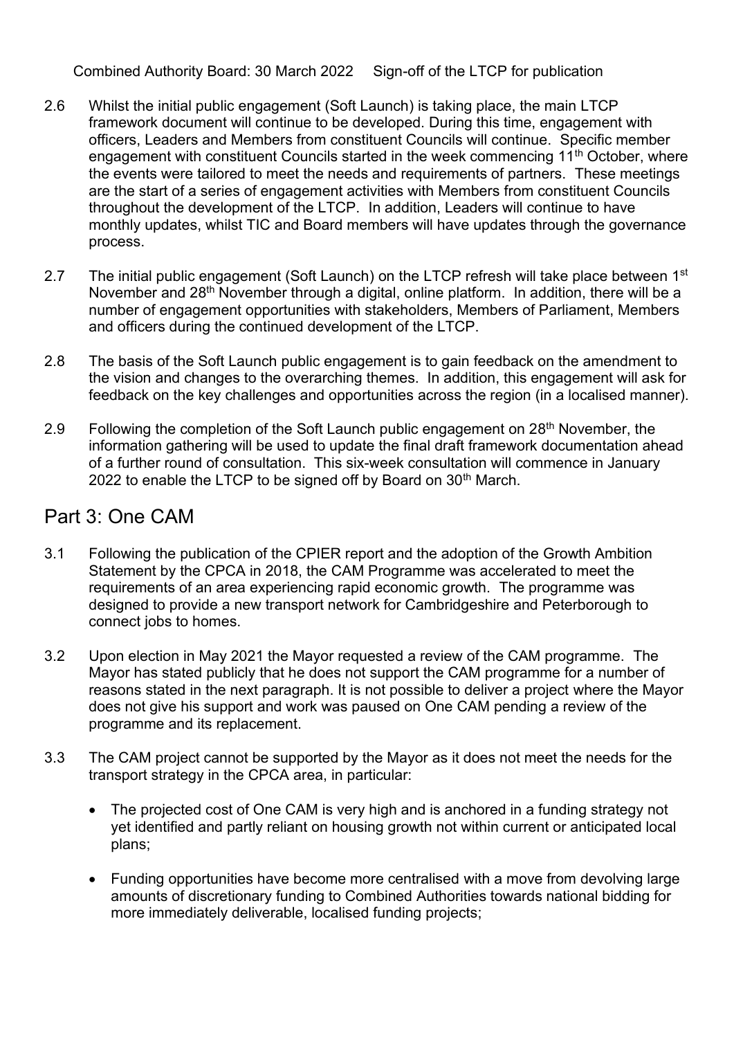2.6 Whilst the initial public engagement (Soft Launch) is taking place, the main LTCP framework document will continue to be developed. During this time, engagement with officers, Leaders and Members from constituent Councils will continue. Specific member engagement with constituent Councils started in the week commencing 11th October, where the events were tailored to meet the needs and requirements of partners. These meetings are the start of a series of engagement activities with Members from constituent Councils throughout the development of the LTCP. In addition, Leaders will continue to have monthly updates, whilst TIC and Board members will have updates through the governance process.

2.7 The initial public engagement (Soft Launch) on the LTCP refresh will take place between 1st November and 28th November through a digital, online platform. In addition, there will be a number of engagement opportunities with stakeholders, Members of Parliament, Members and officers during the continued development of the LTCP.

2.8 The basis of the Soft Launch public engagement is to gain feedback on the amendment to the vision and changes to the overarching themes. In addition, this engagement will ask for feedback on the key challenges and opportunities across the region (in a localised manner).

2.9 Following the completion of the Soft Launch public engagement on 28th November, the information gathering will be used to update the final draft framework documentation ahead of a further round of consultation. This six-week consultation will commence in January 2022 to enable the LTCP to be signed off by Board on 30th March.

## Part 3: One CAM

3.1 Following the publication of the CPIER report and the adoption of the Growth Ambition Statement by the CPCA in 2018, the CAM Programme was accelerated to meet the requirements of an area experiencing rapid economic growth. The programme was designed to provide a new transport network for Cambridgeshire and Peterborough to connect jobs to homes.

3.2 Upon election in May 2021 the Mayor requested a review of the CAM programme. The Mayor has stated publicly that he does not support the CAM programme for a number of reasons stated in the next paragraph. It is not possible to deliver a project where the Mayor does not give his support and work was paused on One CAM pending a review of the programme and its replacement.

3.3 The CAM project cannot be supported by the Mayor as it does not meet the needs for the transport strategy in the CPCA area, in particular:

- The projected cost of One CAM is very high and is anchored in a funding strategy not yet identified and partly reliant on housing growth not within current or anticipated local plans;

- Funding opportunities have become more centralised with a move from devolving large amounts of discretionary funding to Combined Authorities towards national bidding for more immediately deliverable, localised funding projects;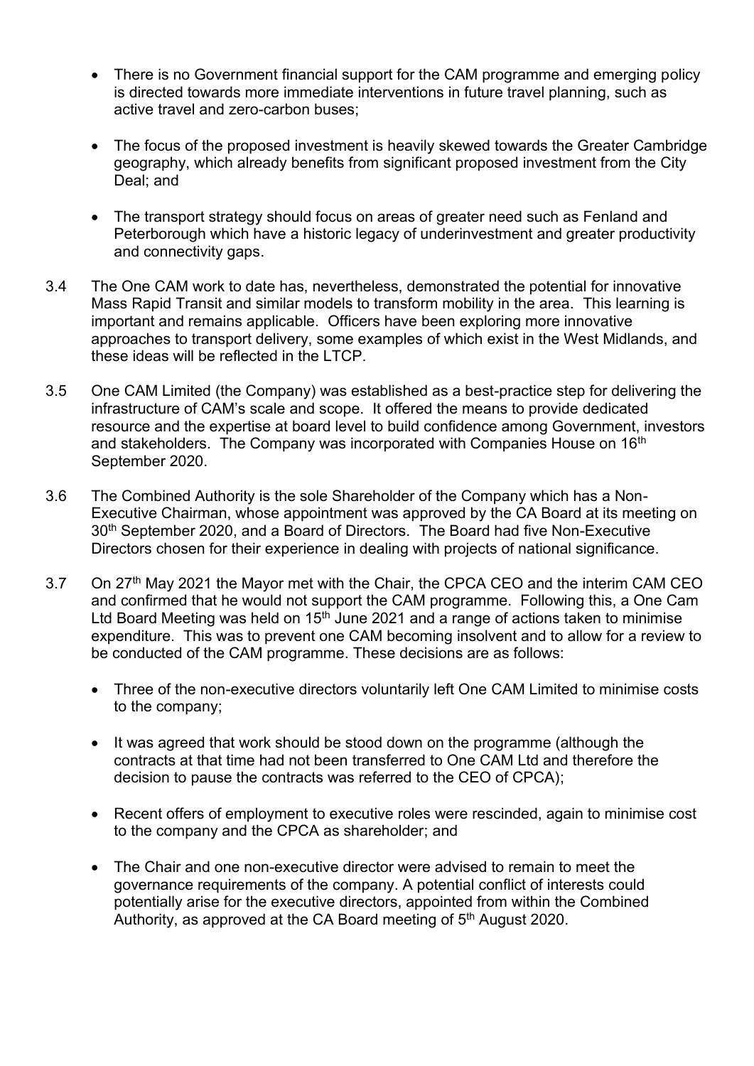- There is no Government financial support for the CAM programme and emerging policy is directed towards more immediate interventions in future travel planning, such as active travel and zero-carbon buses;

- The focus of the proposed investment is heavily skewed towards the Greater Cambridge geography, which already benefits from significant proposed investment from the City Deal; and

- The transport strategy should focus on areas of greater need such as Fenland and Peterborough which have a historic legacy of underinvestment and greater productivity and connectivity gaps.

3.4 The One CAM work to date has, nevertheless, demonstrated the potential for innovative Mass Rapid Transit and similar models to transform mobility in the area. This learning is important and remains applicable. Officers have been exploring more innovative approaches to transport delivery, some examples of which exist in the West Midlands, and these ideas will be reflected in the LTCP.

3.5 One CAM Limited (the Company) was established as a best-practice step for delivering the infrastructure of CAM's scale and scope. It offered the means to provide dedicated resource and the expertise at board level to build confidence among Government, investors and stakeholders. The Company was incorporated with Companies House on 16th September 2020.

3.6 The Combined Authority is the sole Shareholder of the Company which has a Non-Executive Chairman, whose appointment was approved by the CA Board at its meeting on 30th September 2020, and a Board of Directors. The Board had five Non-Executive Directors chosen for their experience in dealing with projects of national significance.

3.7 On 27th May 2021 the Mayor met with the Chair, the CPCA CEO and the interim CAM CEO and confirmed that he would not support the CAM programme. Following this, a One Cam Ltd Board Meeting was held on 15th June 2021 and a range of actions taken to minimise expenditure. This was to prevent one CAM becoming insolvent and to allow for a review to be conducted of the CAM programme. These decisions are as follows:

- Three of the non-executive directors voluntarily left One CAM Limited to minimise costs to the company;

- It was agreed that work should be stood down on the programme (although the contracts at that time had not been transferred to One CAM Ltd and therefore the decision to pause the contracts was referred to the CEO of CPCA);

- Recent offers of employment to executive roles were rescinded, again to minimise cost to the company and the CPCA as shareholder; and

- The Chair and one non-executive director were advised to remain to meet the governance requirements of the company. A potential conflict of interests could potentially arise for the executive directors, appointed from within the Combined Authority, as approved at the CA Board meeting of 5th August 2020.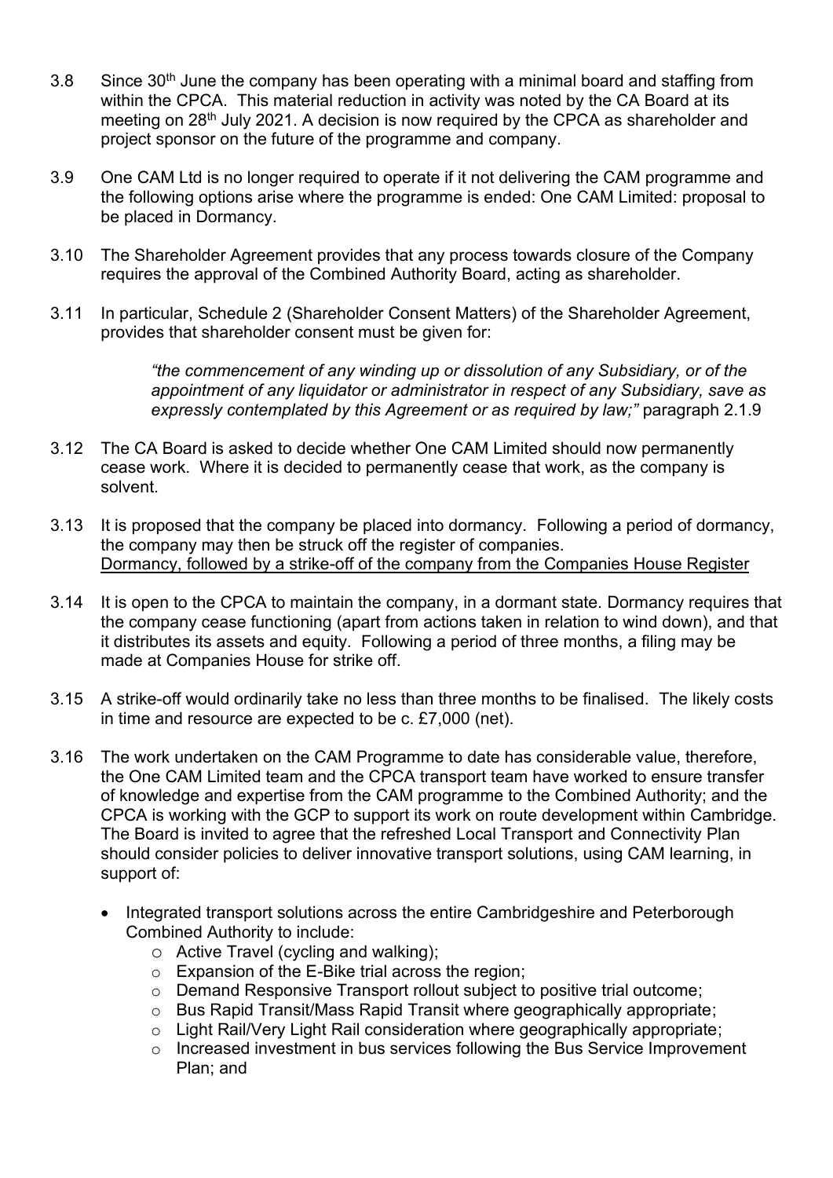3.8 Since 30th June the company has been operating with a minimal board and staffing from within the CPCA. This material reduction in activity was noted by the CA Board at its meeting on 28th July 2021. A decision is now required by the CPCA as shareholder and project sponsor on the future of the programme and company.

3.9 One CAM Ltd is no longer required to operate if it not delivering the CAM programme and the following options arise where the programme is ended: One CAM Limited: proposal to be placed in Dormancy.

3.10 The Shareholder Agreement provides that any process towards closure of the Company requires the approval of the Combined Authority Board, acting as shareholder.

3.11 In particular, Schedule 2 (Shareholder Consent Matters) of the Shareholder Agreement, provides that shareholder consent must be given for:

> *"the commencement of any winding up or dissolution of any Subsidiary, or of the appointment of any liquidator or administrator in respect of any Subsidiary, save as expressly contemplated by this Agreement or as required by law;"* paragraph 2.1.9

3.12 The CA Board is asked to decide whether One CAM Limited should now permanently cease work. Where it is decided to permanently cease that work, as the company is solvent.

3.13 It is proposed that the company be placed into dormancy. Following a period of dormancy, the company may then be struck off the register of companies.
<u>Dormancy, followed by a strike-off of the company from the Companies House Register</u>

3.14 It is open to the CPCA to maintain the company, in a dormant state. Dormancy requires that the company cease functioning (apart from actions taken in relation to wind down), and that it distributes its assets and equity. Following a period of three months, a filing may be made at Companies House for strike off.

3.15 A strike-off would ordinarily take no less than three months to be finalised. The likely costs in time and resource are expected to be c. £7,000 (net).

3.16 The work undertaken on the CAM Programme to date has considerable value, therefore, the One CAM Limited team and the CPCA transport team have worked to ensure transfer of knowledge and expertise from the CAM programme to the Combined Authority; and the CPCA is working with the GCP to support its work on route development within Cambridge. The Board is invited to agree that the refreshed Local Transport and Connectivity Plan should consider policies to deliver innovative transport solutions, using CAM learning, in support of:

- Integrated transport solutions across the entire Cambridgeshire and Peterborough Combined Authority to include:
  - Active Travel (cycling and walking);
  - Expansion of the E-Bike trial across the region;
  - Demand Responsive Transport rollout subject to positive trial outcome;
  - Bus Rapid Transit/Mass Rapid Transit where geographically appropriate;
  - Light Rail/Very Light Rail consideration where geographically appropriate;
  - Increased investment in bus services following the Bus Service Improvement Plan; and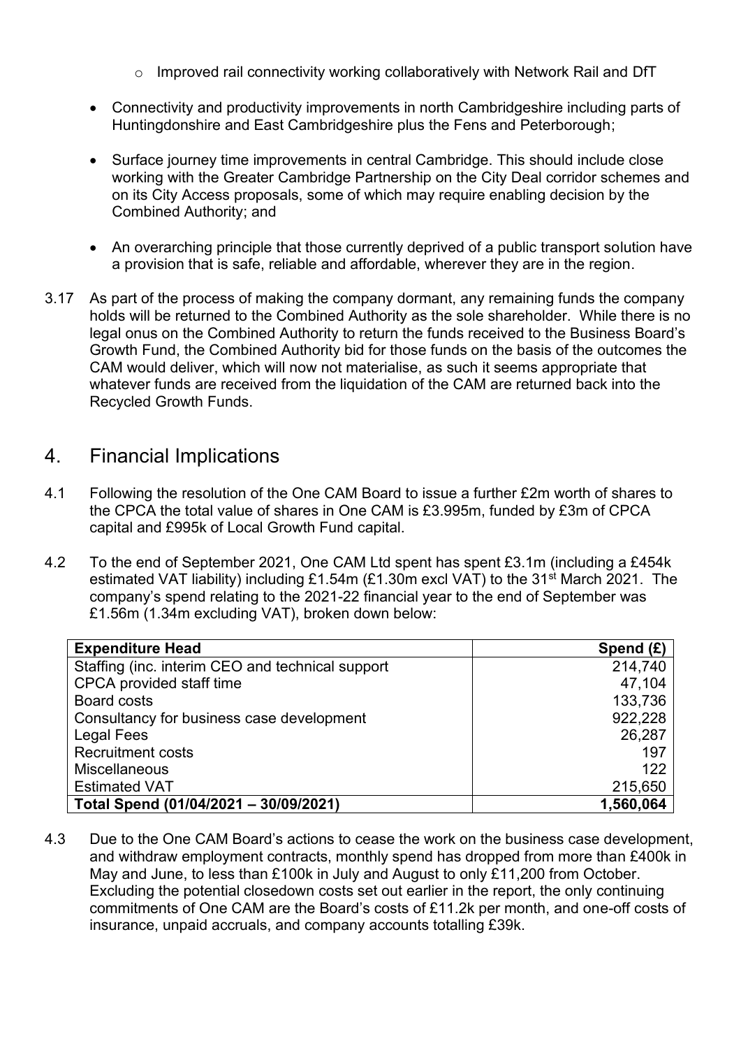- Improved rail connectivity working collaboratively with Network Rail and DfT

- Connectivity and productivity improvements in north Cambridgeshire including parts of Huntingdonshire and East Cambridgeshire plus the Fens and Peterborough;

- Surface journey time improvements in central Cambridge. This should include close working with the Greater Cambridge Partnership on the City Deal corridor schemes and on its City Access proposals, some of which may require enabling decision by the Combined Authority; and

- An overarching principle that those currently deprived of a public transport solution have a provision that is safe, reliable and affordable, wherever they are in the region.

3.17 As part of the process of making the company dormant, any remaining funds the company holds will be returned to the Combined Authority as the sole shareholder. While there is no legal onus on the Combined Authority to return the funds received to the Business Board's Growth Fund, the Combined Authority bid for those funds on the basis of the outcomes the CAM would deliver, which will now not materialise, as such it seems appropriate that whatever funds are received from the liquidation of the CAM are returned back into the Recycled Growth Funds.

## 4. Financial Implications

4.1 Following the resolution of the One CAM Board to issue a further £2m worth of shares to the CPCA the total value of shares in One CAM is £3.995m, funded by £3m of CPCA capital and £995k of Local Growth Fund capital.

4.2 To the end of September 2021, One CAM Ltd spent has spent £3.1m (including a £454k estimated VAT liability) including £1.54m (£1.30m excl VAT) to the 31st March 2021. The company's spend relating to the 2021-22 financial year to the end of September was £1.56m (1.34m excluding VAT), broken down below:

| Expenditure Head | Spend (£) |
|---|---|
| Staffing (inc. interim CEO and technical support | 214,740 |
| CPCA provided staff time | 47,104 |
| Board costs | 133,736 |
| Consultancy for business case development | 922,228 |
| Legal Fees | 26,287 |
| Recruitment costs | 197 |
| Miscellaneous | 122 |
| Estimated VAT | 215,650 |
| **Total Spend (01/04/2021 – 30/09/2021)** | **1,560,064** |

4.3 Due to the One CAM Board's actions to cease the work on the business case development, and withdraw employment contracts, monthly spend has dropped from more than £400k in May and June, to less than £100k in July and August to only £11,200 from October. Excluding the potential closedown costs set out earlier in the report, the only continuing commitments of One CAM are the Board's costs of £11.2k per month, and one-off costs of insurance, unpaid accruals, and company accounts totalling £39k.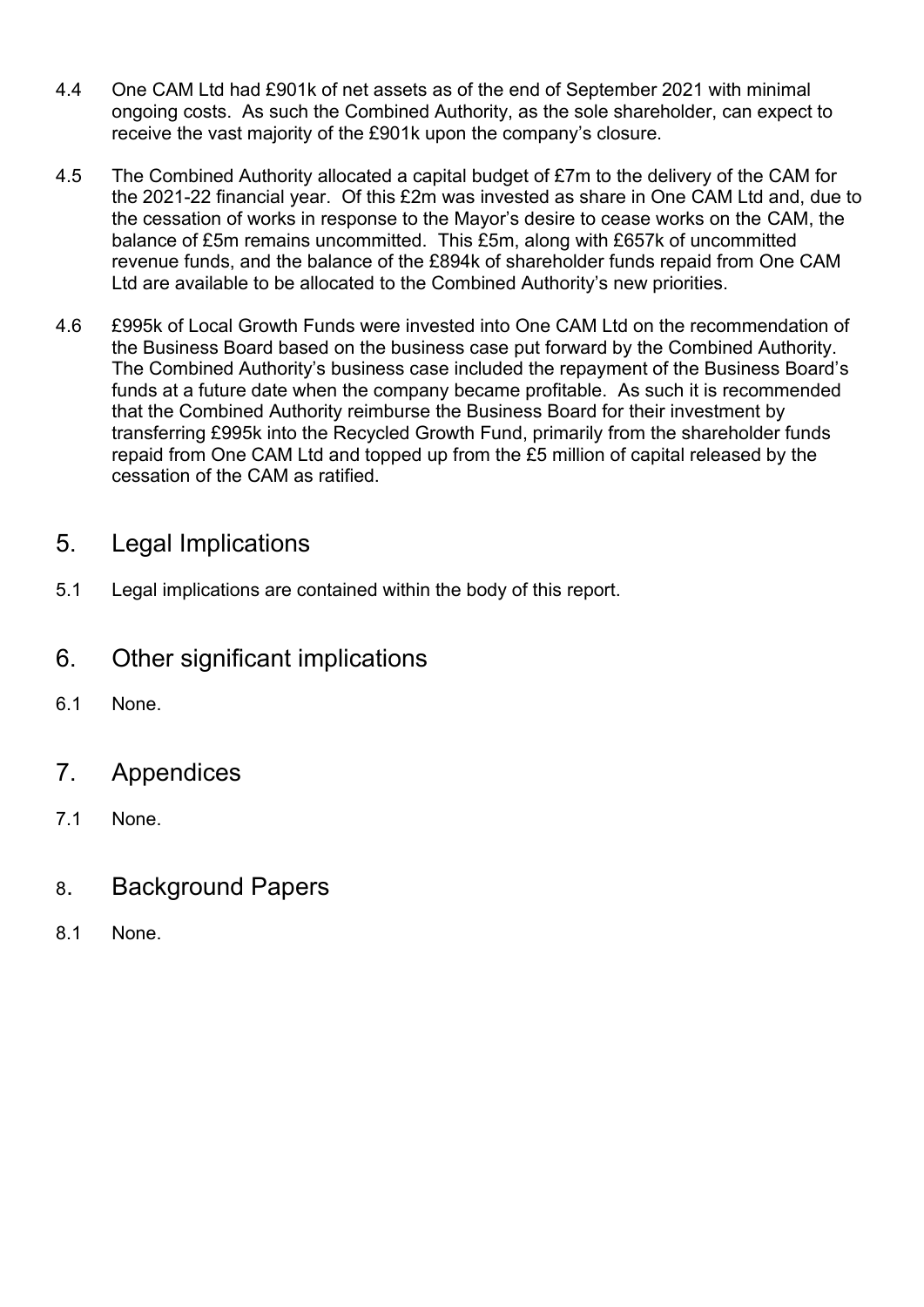4.4 One CAM Ltd had £901k of net assets as of the end of September 2021 with minimal ongoing costs. As such the Combined Authority, as the sole shareholder, can expect to receive the vast majority of the £901k upon the company's closure.

4.5 The Combined Authority allocated a capital budget of £7m to the delivery of the CAM for the 2021-22 financial year. Of this £2m was invested as share in One CAM Ltd and, due to the cessation of works in response to the Mayor's desire to cease works on the CAM, the balance of £5m remains uncommitted. This £5m, along with £657k of uncommitted revenue funds, and the balance of the £894k of shareholder funds repaid from One CAM Ltd are available to be allocated to the Combined Authority's new priorities.

4.6 £995k of Local Growth Funds were invested into One CAM Ltd on the recommendation of the Business Board based on the business case put forward by the Combined Authority. The Combined Authority's business case included the repayment of the Business Board's funds at a future date when the company became profitable. As such it is recommended that the Combined Authority reimburse the Business Board for their investment by transferring £995k into the Recycled Growth Fund, primarily from the shareholder funds repaid from One CAM Ltd and topped up from the £5 million of capital released by the cessation of the CAM as ratified.

## 5. Legal Implications

5.1 Legal implications are contained within the body of this report.

## 6. Other significant implications

6.1 None.

## 7. Appendices

7.1 None.

## 8. Background Papers

8.1 None.